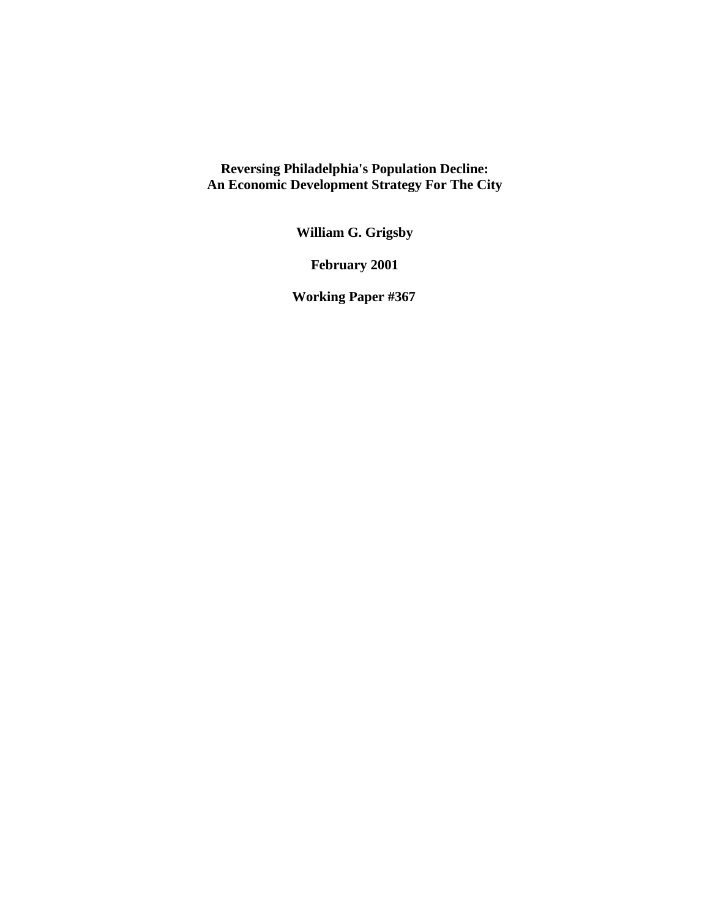# Reversing Philadelphia's Population Decline: An Economic Development Strategy For The City

**William G. Grigsby**

**February 2001**

**Working Paper #367**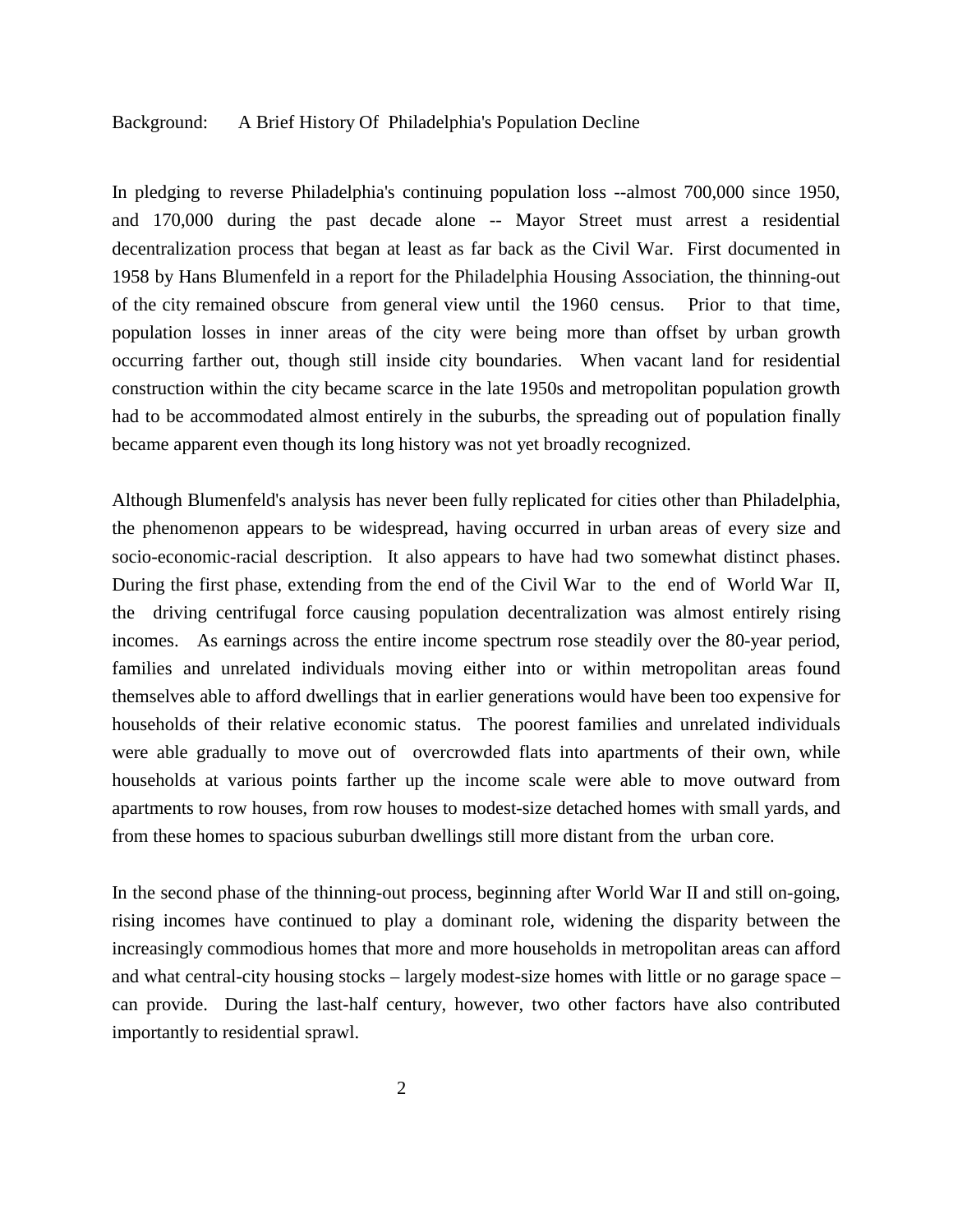## Background: A Brief History Of Philadelphia's Population Decline

In pledging to reverse Philadelphia's continuing population loss --almost 700,000 since 1950, and 170,000 during the past decade alone -- Mayor Street must arrest a residential decentralization process that began at least as far back as the Civil War. First documented in 1958 by Hans Blumenfeld in a report for the Philadelphia Housing Association, the thinning-out of the city remained obscure from general view until the 1960 census. Prior to that time, population losses in inner areas of the city were being more than offset by urban growth occurring farther out, though still inside city boundaries. When vacant land for residential construction within the city became scarce in the late 1950s and metropolitan population growth had to be accommodated almost entirely in the suburbs, the spreading out of population finally became apparent even though its long history was not yet broadly recognized.

Although Blumenfeld's analysis has never been fully replicated for cities other than Philadelphia, the phenomenon appears to be widespread, having occurred in urban areas of every size and socio-economic-racial description. It also appears to have had two somewhat distinct phases. During the first phase, extending from the end of the Civil War to the end of World War II, the driving centrifugal force causing population decentralization was almost entirely rising incomes. As earnings across the entire income spectrum rose steadily over the 80-year period, families and unrelated individuals moving either into or within metropolitan areas found themselves able to afford dwellings that in earlier generations would have been too expensive for households of their relative economic status. The poorest families and unrelated individuals were able gradually to move out of overcrowded flats into apartments of their own, while households at various points farther up the income scale were able to move outward from apartments to row houses, from row houses to modest-size detached homes with small yards, and from these homes to spacious suburban dwellings still more distant from the urban core.

In the second phase of the thinning-out process, beginning after World War II and still on-going, rising incomes have continued to play a dominant role, widening the disparity between the increasingly commodious homes that more and more households in metropolitan areas can afford and what central-city housing stocks – largely modest-size homes with little or no garage space – can provide. During the last-half century, however, two other factors have also contributed importantly to residential sprawl.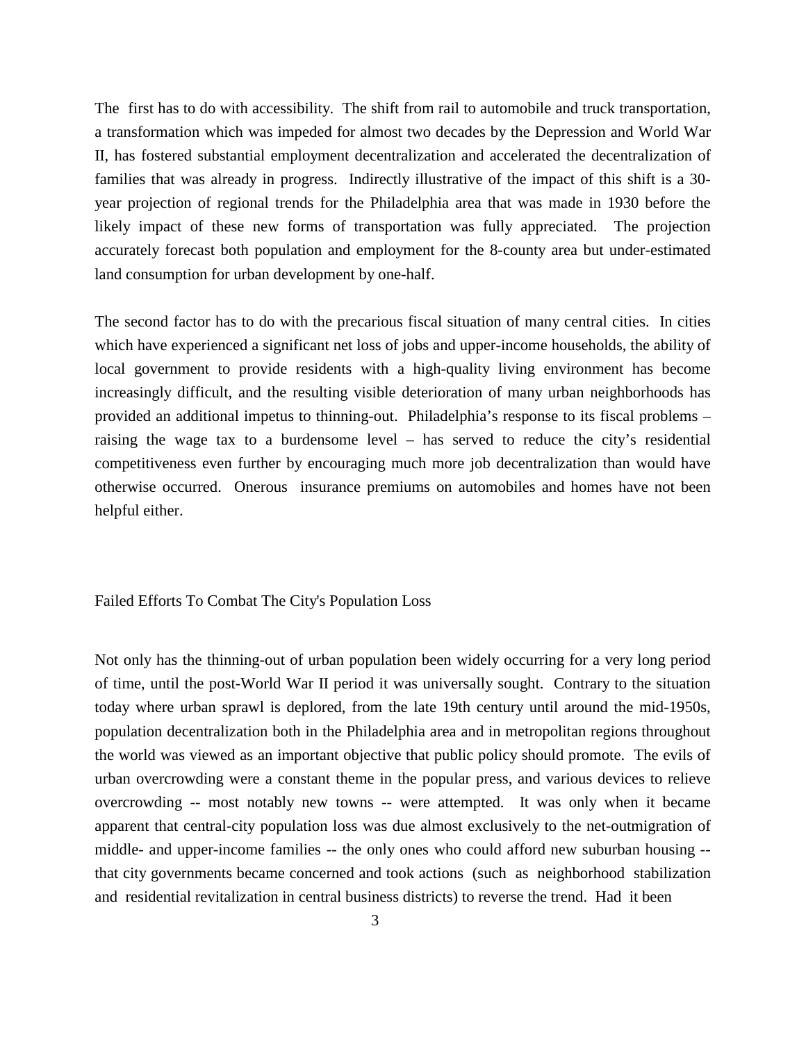The first has to do with accessibility. The shift from rail to automobile and truck transportation, a transformation which was impeded for almost two decades by the Depression and World War II, has fostered substantial employment decentralization and accelerated the decentralization of families that was already in progress. Indirectly illustrative of the impact of this shift is a 30-year projection of regional trends for the Philadelphia area that was made in 1930 before the likely impact of these new forms of transportation was fully appreciated. The projection accurately forecast both population and employment for the 8-county area but under-estimated land consumption for urban development by one-half.

The second factor has to do with the precarious fiscal situation of many central cities. In cities which have experienced a significant net loss of jobs and upper-income households, the ability of local government to provide residents with a high-quality living environment has become increasingly difficult, and the resulting visible deterioration of many urban neighborhoods has provided an additional impetus to thinning-out. Philadelphia's response to its fiscal problems – raising the wage tax to a burdensome level – has served to reduce the city's residential competitiveness even further by encouraging much more job decentralization than would have otherwise occurred. Onerous insurance premiums on automobiles and homes have not been helpful either.

## Failed Efforts To Combat The City's Population Loss

Not only has the thinning-out of urban population been widely occurring for a very long period of time, until the post-World War II period it was universally sought. Contrary to the situation today where urban sprawl is deplored, from the late 19th century until around the mid-1950s, population decentralization both in the Philadelphia area and in metropolitan regions throughout the world was viewed as an important objective that public policy should promote. The evils of urban overcrowding were a constant theme in the popular press, and various devices to relieve overcrowding -- most notably new towns -- were attempted. It was only when it became apparent that central-city population loss was due almost exclusively to the net-outmigration of middle- and upper-income families -- the only ones who could afford new suburban housing -- that city governments became concerned and took actions (such as neighborhood stabilization and residential revitalization in central business districts) to reverse the trend. Had it been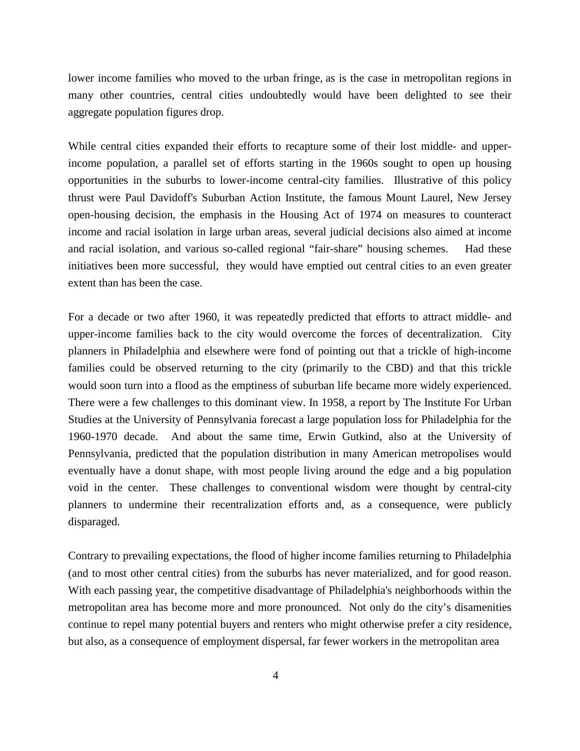lower income families who moved to the urban fringe, as is the case in metropolitan regions in many other countries, central cities undoubtedly would have been delighted to see their aggregate population figures drop.

While central cities expanded their efforts to recapture some of their lost middle- and upper-income population, a parallel set of efforts starting in the 1960s sought to open up housing opportunities in the suburbs to lower-income central-city families. Illustrative of this policy thrust were Paul Davidoff's Suburban Action Institute, the famous Mount Laurel, New Jersey open-housing decision, the emphasis in the Housing Act of 1974 on measures to counteract income and racial isolation in large urban areas, several judicial decisions also aimed at income and racial isolation, and various so-called regional "fair-share" housing schemes. Had these initiatives been more successful, they would have emptied out central cities to an even greater extent than has been the case.

For a decade or two after 1960, it was repeatedly predicted that efforts to attract middle- and upper-income families back to the city would overcome the forces of decentralization. City planners in Philadelphia and elsewhere were fond of pointing out that a trickle of high-income families could be observed returning to the city (primarily to the CBD) and that this trickle would soon turn into a flood as the emptiness of suburban life became more widely experienced. There were a few challenges to this dominant view. In 1958, a report by The Institute For Urban Studies at the University of Pennsylvania forecast a large population loss for Philadelphia for the 1960-1970 decade. And about the same time, Erwin Gutkind, also at the University of Pennsylvania, predicted that the population distribution in many American metropolises would eventually have a donut shape, with most people living around the edge and a big population void in the center. These challenges to conventional wisdom were thought by central-city planners to undermine their recentralization efforts and, as a consequence, were publicly disparaged.

Contrary to prevailing expectations, the flood of higher income families returning to Philadelphia (and to most other central cities) from the suburbs has never materialized, and for good reason. With each passing year, the competitive disadvantage of Philadelphia's neighborhoods within the metropolitan area has become more and more pronounced. Not only do the city's disamenities continue to repel many potential buyers and renters who might otherwise prefer a city residence, but also, as a consequence of employment dispersal, far fewer workers in the metropolitan area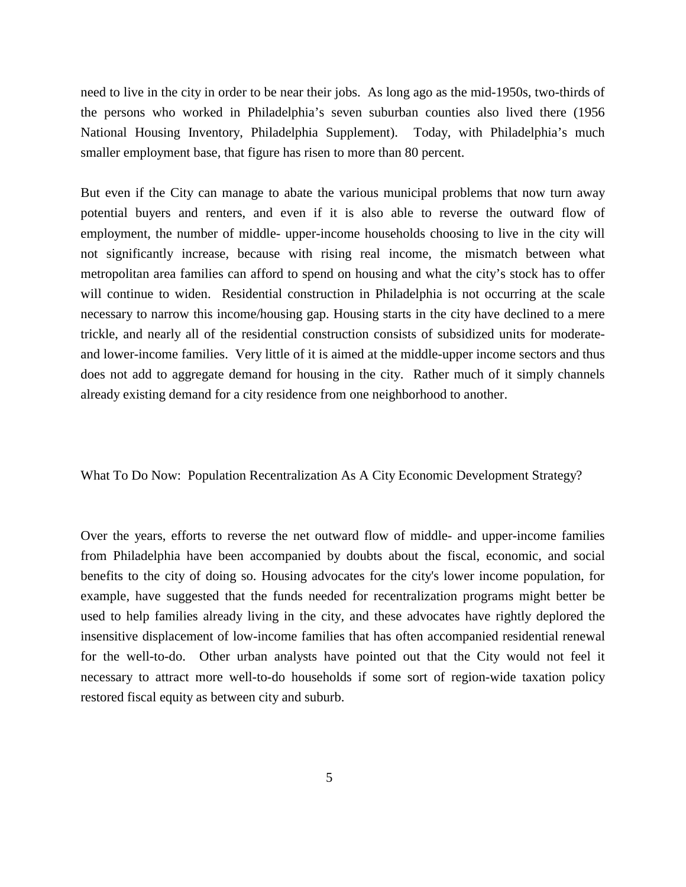need to live in the city in order to be near their jobs. As long ago as the mid-1950s, two-thirds of the persons who worked in Philadelphia's seven suburban counties also lived there (1956 National Housing Inventory, Philadelphia Supplement). Today, with Philadelphia's much smaller employment base, that figure has risen to more than 80 percent.

But even if the City can manage to abate the various municipal problems that now turn away potential buyers and renters, and even if it is also able to reverse the outward flow of employment, the number of middle- upper-income households choosing to live in the city will not significantly increase, because with rising real income, the mismatch between what metropolitan area families can afford to spend on housing and what the city's stock has to offer will continue to widen. Residential construction in Philadelphia is not occurring at the scale necessary to narrow this income/housing gap. Housing starts in the city have declined to a mere trickle, and nearly all of the residential construction consists of subsidized units for moderate- and lower-income families. Very little of it is aimed at the middle-upper income sectors and thus does not add to aggregate demand for housing in the city. Rather much of it simply channels already existing demand for a city residence from one neighborhood to another.

## What To Do Now: Population Recentralization As A City Economic Development Strategy?

Over the years, efforts to reverse the net outward flow of middle- and upper-income families from Philadelphia have been accompanied by doubts about the fiscal, economic, and social benefits to the city of doing so. Housing advocates for the city's lower income population, for example, have suggested that the funds needed for recentralization programs might better be used to help families already living in the city, and these advocates have rightly deplored the insensitive displacement of low-income families that has often accompanied residential renewal for the well-to-do. Other urban analysts have pointed out that the City would not feel it necessary to attract more well-to-do households if some sort of region-wide taxation policy restored fiscal equity as between city and suburb.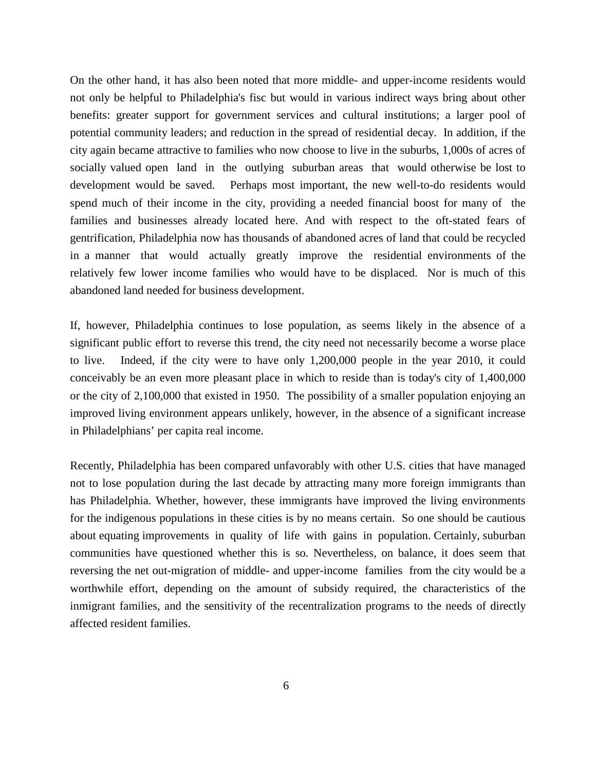On the other hand, it has also been noted that more middle- and upper-income residents would not only be helpful to Philadelphia's fisc but would in various indirect ways bring about other benefits: greater support for government services and cultural institutions; a larger pool of potential community leaders; and reduction in the spread of residential decay. In addition, if the city again became attractive to families who now choose to live in the suburbs, 1,000s of acres of socially valued open land in the outlying suburban areas that would otherwise be lost to development would be saved. Perhaps most important, the new well-to-do residents would spend much of their income in the city, providing a needed financial boost for many of the families and businesses already located here. And with respect to the oft-stated fears of gentrification, Philadelphia now has thousands of abandoned acres of land that could be recycled in a manner that would actually greatly improve the residential environments of the relatively few lower income families who would have to be displaced. Nor is much of this abandoned land needed for business development.

If, however, Philadelphia continues to lose population, as seems likely in the absence of a significant public effort to reverse this trend, the city need not necessarily become a worse place to live. Indeed, if the city were to have only 1,200,000 people in the year 2010, it could conceivably be an even more pleasant place in which to reside than is today's city of 1,400,000 or the city of 2,100,000 that existed in 1950. The possibility of a smaller population enjoying an improved living environment appears unlikely, however, in the absence of a significant increase in Philadelphians' per capita real income.

Recently, Philadelphia has been compared unfavorably with other U.S. cities that have managed not to lose population during the last decade by attracting many more foreign immigrants than has Philadelphia. Whether, however, these immigrants have improved the living environments for the indigenous populations in these cities is by no means certain. So one should be cautious about equating improvements in quality of life with gains in population. Certainly, suburban communities have questioned whether this is so. Nevertheless, on balance, it does seem that reversing the net out-migration of middle- and upper-income families from the city would be a worthwhile effort, depending on the amount of subsidy required, the characteristics of the inmigrant families, and the sensitivity of the recentralization programs to the needs of directly affected resident families.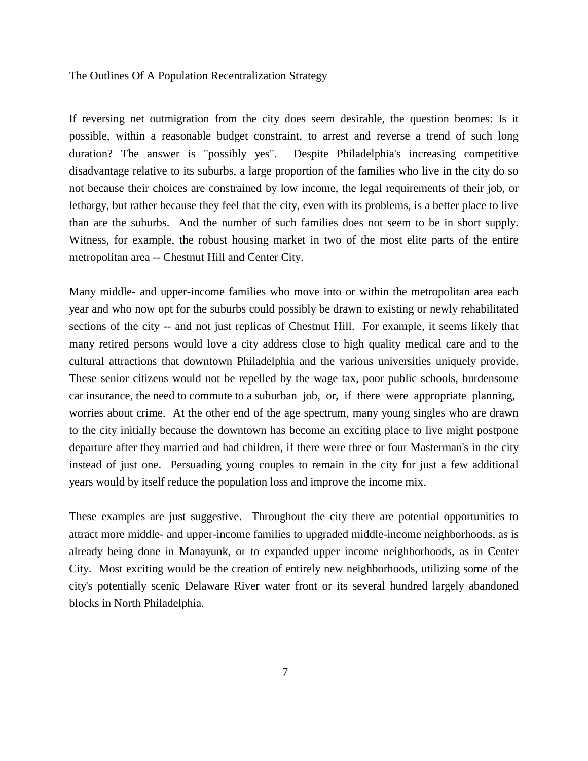## The Outlines Of A Population Recentralization Strategy

If reversing net outmigration from the city does seem desirable, the question beomes: Is it possible, within a reasonable budget constraint, to arrest and reverse a trend of such long duration? The answer is "possibly yes". Despite Philadelphia's increasing competitive disadvantage relative to its suburbs, a large proportion of the families who live in the city do so not because their choices are constrained by low income, the legal requirements of their job, or lethargy, but rather because they feel that the city, even with its problems, is a better place to live than are the suburbs. And the number of such families does not seem to be in short supply. Witness, for example, the robust housing market in two of the most elite parts of the entire metropolitan area -- Chestnut Hill and Center City.

Many middle- and upper-income families who move into or within the metropolitan area each year and who now opt for the suburbs could possibly be drawn to existing or newly rehabilitated sections of the city -- and not just replicas of Chestnut Hill. For example, it seems likely that many retired persons would love a city address close to high quality medical care and to the cultural attractions that downtown Philadelphia and the various universities uniquely provide. These senior citizens would not be repelled by the wage tax, poor public schools, burdensome car insurance, the need to commute to a suburban job, or, if there were appropriate planning, worries about crime. At the other end of the age spectrum, many young singles who are drawn to the city initially because the downtown has become an exciting place to live might postpone departure after they married and had children, if there were three or four Masterman's in the city instead of just one. Persuading young couples to remain in the city for just a few additional years would by itself reduce the population loss and improve the income mix.

These examples are just suggestive. Throughout the city there are potential opportunities to attract more middle- and upper-income families to upgraded middle-income neighborhoods, as is already being done in Manayunk, or to expanded upper income neighborhoods, as in Center City. Most exciting would be the creation of entirely new neighborhoods, utilizing some of the city's potentially scenic Delaware River water front or its several hundred largely abandoned blocks in North Philadelphia.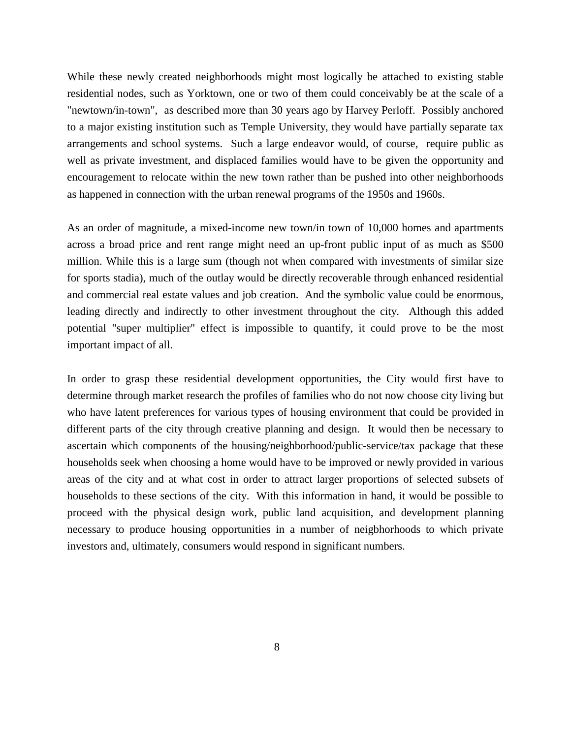While these newly created neighborhoods might most logically be attached to existing stable residential nodes, such as Yorktown, one or two of them could conceivably be at the scale of a "newtown/in-town", as described more than 30 years ago by Harvey Perloff. Possibly anchored to a major existing institution such as Temple University, they would have partially separate tax arrangements and school systems. Such a large endeavor would, of course, require public as well as private investment, and displaced families would have to be given the opportunity and encouragement to relocate within the new town rather than be pushed into other neighborhoods as happened in connection with the urban renewal programs of the 1950s and 1960s.

As an order of magnitude, a mixed-income new town/in town of 10,000 homes and apartments across a broad price and rent range might need an up-front public input of as much as $500 million. While this is a large sum (though not when compared with investments of similar size for sports stadia), much of the outlay would be directly recoverable through enhanced residential and commercial real estate values and job creation. And the symbolic value could be enormous, leading directly and indirectly to other investment throughout the city. Although this added potential "super multiplier" effect is impossible to quantify, it could prove to be the most important impact of all.

In order to grasp these residential development opportunities, the City would first have to determine through market research the profiles of families who do not now choose city living but who have latent preferences for various types of housing environment that could be provided in different parts of the city through creative planning and design. It would then be necessary to ascertain which components of the housing/neighborhood/public-service/tax package that these households seek when choosing a home would have to be improved or newly provided in various areas of the city and at what cost in order to attract larger proportions of selected subsets of households to these sections of the city. With this information in hand, it would be possible to proceed with the physical design work, public land acquisition, and development planning necessary to produce housing opportunities in a number of neigbhorhoods to which private investors and, ultimately, consumers would respond in significant numbers.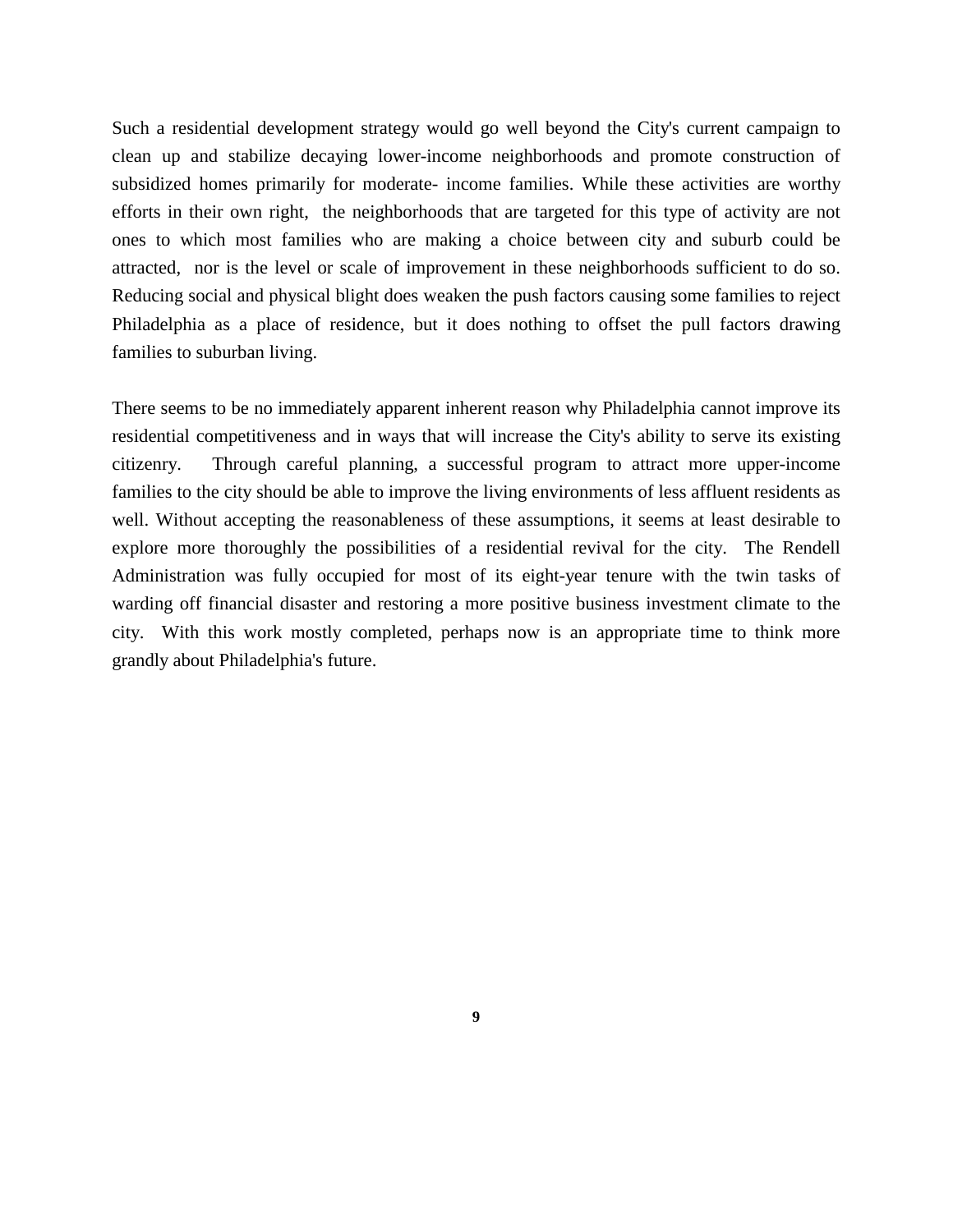Such a residential development strategy would go well beyond the City's current campaign to clean up and stabilize decaying lower-income neighborhoods and promote construction of subsidized homes primarily for moderate- income families. While these activities are worthy efforts in their own right, the neighborhoods that are targeted for this type of activity are not ones to which most families who are making a choice between city and suburb could be attracted, nor is the level or scale of improvement in these neighborhoods sufficient to do so. Reducing social and physical blight does weaken the push factors causing some families to reject Philadelphia as a place of residence, but it does nothing to offset the pull factors drawing families to suburban living.

There seems to be no immediately apparent inherent reason why Philadelphia cannot improve its residential competitiveness and in ways that will increase the City's ability to serve its existing citizenry. Through careful planning, a successful program to attract more upper-income families to the city should be able to improve the living environments of less affluent residents as well. Without accepting the reasonableness of these assumptions, it seems at least desirable to explore more thoroughly the possibilities of a residential revival for the city. The Rendell Administration was fully occupied for most of its eight-year tenure with the twin tasks of warding off financial disaster and restoring a more positive business investment climate to the city. With this work mostly completed, perhaps now is an appropriate time to think more grandly about Philadelphia's future.